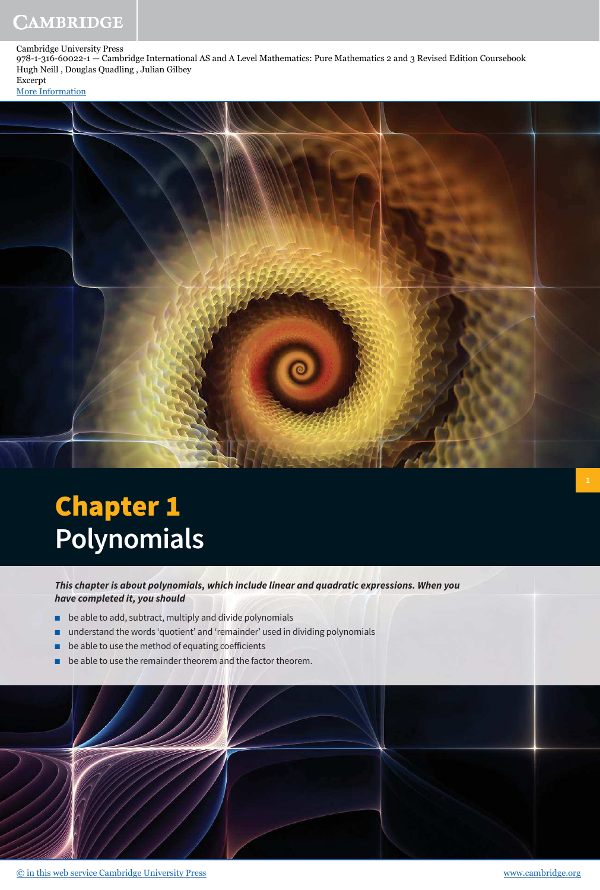# Chapter 1
# Polynomials

***This chapter is about polynomials, which include linear and quadratic expressions. When you have completed it, you should***

- be able to add, subtract, multiply and divide polynomials
- understand the words 'quotient' and 'remainder' used in dividing polynomials
- be able to use the method of equating coefficients
- be able to use the remainder theorem and the factor theorem.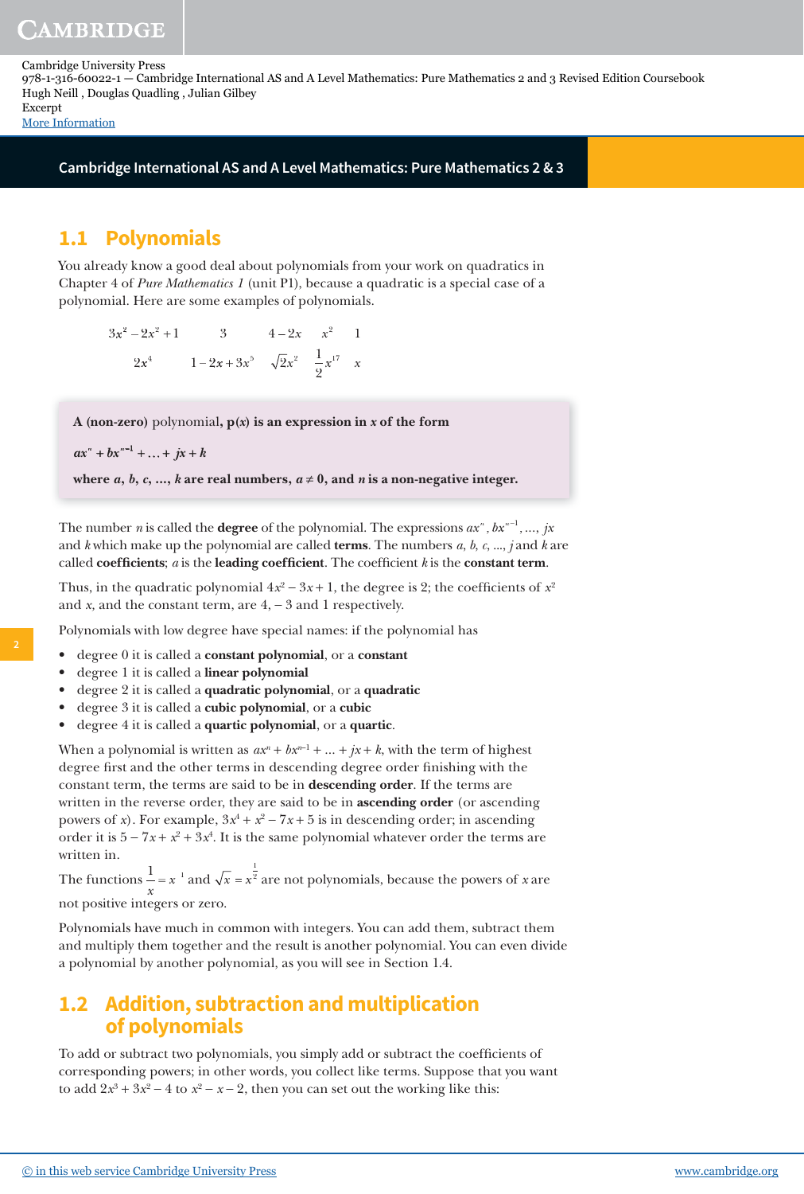## 1.1 Polynomials

You already know a good deal about polynomials from your work on quadratics in Chapter 4 of *Pure Mathematics 1* (unit P1), because a quadratic is a special case of a polynomial. Here are some examples of polynomials.

$$3x^2 - 2x^2 + 1 \qquad 3 \qquad 4 - 2x \qquad x^2 \qquad 1$$

$$2x^4 \qquad 1 - 2x + 3x^5 \qquad \sqrt{2}x^2 \qquad \frac{1}{2}x^{17} \qquad x$$

> **A (non-zero)** polynomial**, p(*x*) is an expression in *x* of the form**
>
> $ax^n + bx^{n-1} + \ldots + jx + k$
>
> **where *a*, *b*, *c*, ..., *k* are real numbers, $a \neq 0$, and *n* is a non-negative integer.**

The number $n$ is called the **degree** of the polynomial. The expressions $ax^n$, $bx^{n-1}$, ..., $jx$ and $k$ which make up the polynomial are called **terms**. The numbers $a$, $b$, $c$, ..., $j$ and $k$ are called **coefficients**; $a$ is the **leading coefficient**. The coefficient $k$ is the **constant term**.

Thus, in the quadratic polynomial $4x^2 - 3x + 1$, the degree is 2; the coefficients of $x^2$ and $x$, and the constant term, are 4, $-3$ and 1 respectively.

Polynomials with low degree have special names: if the polynomial has

- degree 0 it is called a **constant polynomial**, or a **constant**
- degree 1 it is called a **linear polynomial**
- degree 2 it is called a **quadratic polynomial**, or a **quadratic**
- degree 3 it is called a **cubic polynomial**, or a **cubic**
- degree 4 it is called a **quartic polynomial**, or a **quartic**.

When a polynomial is written as $ax^n + bx^{n-1} + \ldots + jx + k$, with the term of highest degree first and the other terms in descending degree order finishing with the constant term, the terms are said to be in **descending order**. If the terms are written in the reverse order, they are said to be in **ascending order** (or ascending powers of $x$). For example, $3x^4 + x^2 - 7x + 5$ is in descending order; in ascending order it is $5 - 7x + x^2 + 3x^4$. It is the same polynomial whatever order the terms are written in.

The functions $\frac{1}{x} = x^{-1}$ and $\sqrt{x} = x^{\frac{1}{2}}$ are not polynomials, because the powers of $x$ are not positive integers or zero.

Polynomials have much in common with integers. You can add them, subtract them and multiply them together and the result is another polynomial. You can even divide a polynomial by another polynomial, as you will see in Section 1.4.

## 1.2 Addition, subtraction and multiplication of polynomials

To add or subtract two polynomials, you simply add or subtract the coefficients of corresponding powers; in other words, you collect like terms. Suppose that you want to add $2x^3 + 3x^2 - 4$ to $x^2 - x - 2$, then you can set out the working like this: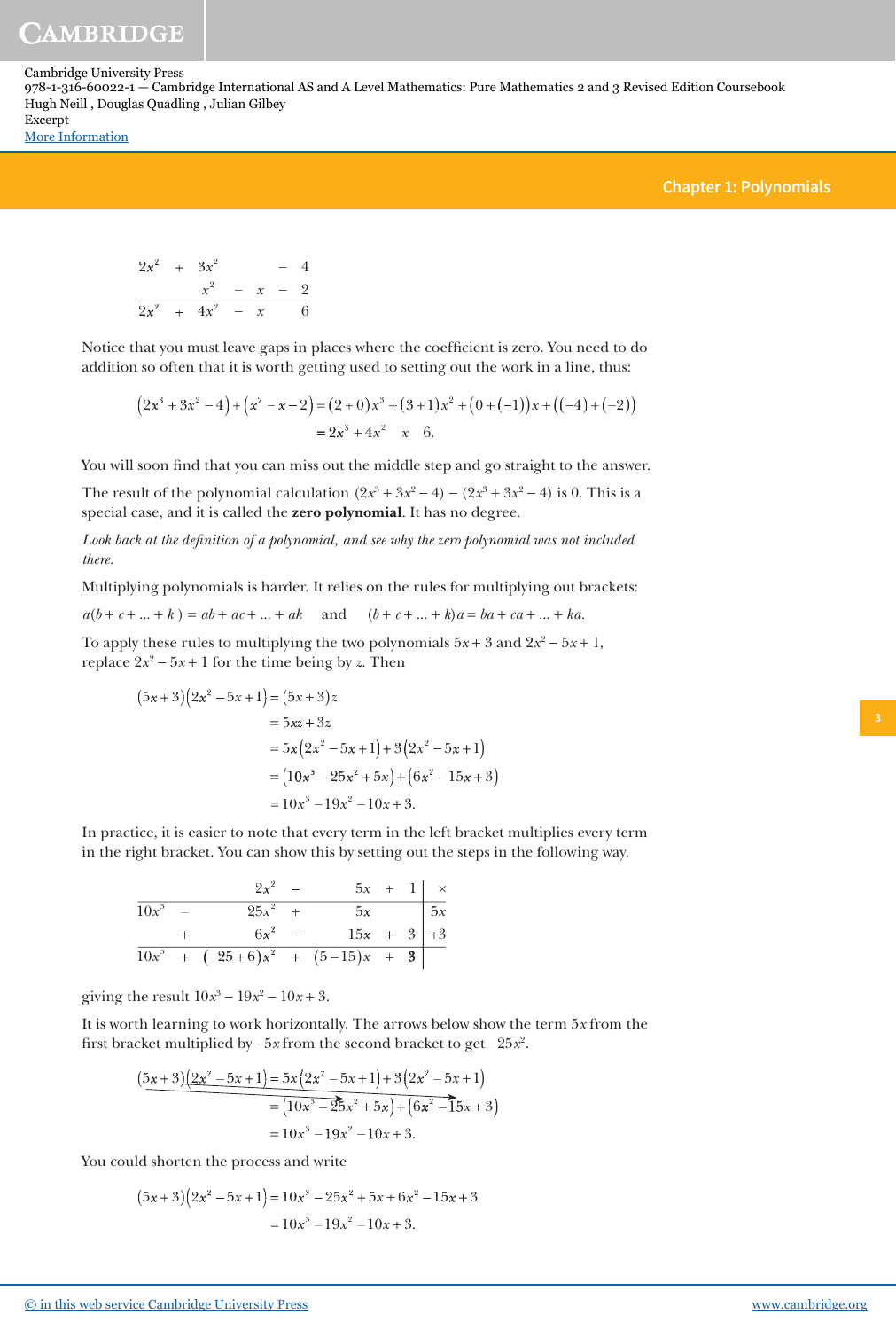|   |   |   |   |   |   |   |
|---|---|---|---|---|---|---|
| $2x^3$ | + | $3x^2$ |   |   | − | 4 |
|   |   | $x^2$ | − | $x$ | − | 2 |
| $2x^3$ | + | $4x^2$ | − | $x$ |   | 6 |

Notice that you must leave gaps in places where the coefficient is zero. You need to do addition so often that it is worth getting used to setting out the work in a line, thus:

$$\left(2x^3+3x^2-4\right)+\left(x^2-x-2\right)=(2+0)x^3+(3+1)x^2+(0+(-1))x+((-4)+(-2))$$
$$=2x^3+4x^2 \quad x \quad 6.$$

You will soon find that you can miss out the middle step and go straight to the answer.

The result of the polynomial calculation $(2x^3 + 3x^2 - 4) - (2x^3 + 3x^2 - 4)$ is 0. This is a special case, and it is called the **zero polynomial**. It has no degree.

*Look back at the definition of a polynomial, and see why the zero polynomial was not included there.*

Multiplying polynomials is harder. It relies on the rules for multiplying out brackets:

$a(b + c + ... + k) = ab + ac + ... + ak$ and $(b + c + ... + k)a = ba + ca + ... + ka$.

To apply these rules to multiplying the two polynomials $5x + 3$ and $2x^2 - 5x + 1$, replace $2x^2 - 5x + 1$ for the time being by $z$. Then

$$\begin{aligned}(5x+3)\left(2x^2-5x+1\right)&=(5x+3)z\\&=5xz+3z\\&=5x\left(2x^2-5x+1\right)+3\left(2x^2-5x+1\right)\\&=\left(10x^3-25x^2+5x\right)+\left(6x^2-15x+3\right)\\&=10x^3-19x^2-10x+3.\end{aligned}$$

In practice, it is easier to note that every term in the left bracket multiplies every term in the right bracket. You can show this by setting out the steps in the following way.

|   |   |   |   |   |   |   | × |
|---|---|---|---|---|---|---|---|
|   |   | $2x^2$ | − | $5x$ | + | 1 | × |
| $10x^3$ | − | $25x^2$ | + | $5x$ |   |   | $5x$ |
|   | + | $6x^2$ | − | $15x$ | + | 3 | $+3$ |
| $10x^3$ | + | $(-25+6)x^2$ | + | $(5-15)x$ | + | 3 |   |

giving the result $10x^3 - 19x^2 - 10x + 3$.

It is worth learning to work horizontally. The arrows below show the term $5x$ from the first bracket multiplied by $-5x$ from the second bracket to get $-25x^2$.

$$\begin{aligned}(5x+3)\left(2x^2-5x+1\right)&=5x\left(2x^2-5x+1\right)+3\left(2x^2-5x+1\right)\\&=\left(10x^3-25x^2+5x\right)+\left(6x^2-15x+3\right)\\&=10x^3-19x^2-10x+3.\end{aligned}$$

You could shorten the process and write

$$\begin{aligned}(5x+3)\left(2x^2-5x+1\right)&=10x^3-25x^2+5x+6x^2-15x+3\\&=10x^3-19x^2-10x+3.\end{aligned}$$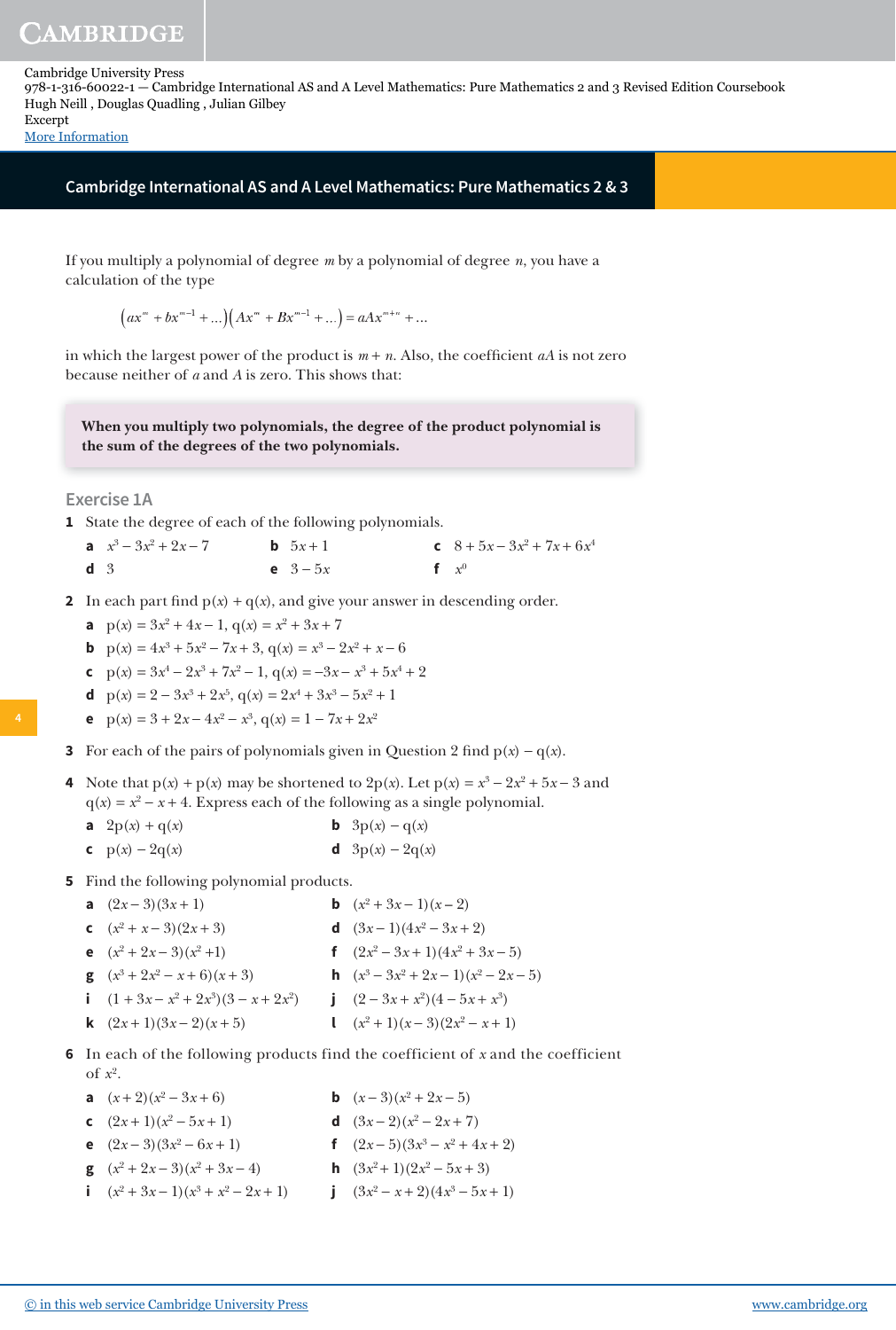If you multiply a polynomial of degree $m$ by a polynomial of degree $n$, you have a calculation of the type

$$\left(ax^m + bx^{m-1} + \ldots\right)\left(Ax^m + Bx^{m-1} + \ldots\right) = aAx^{m+n} + \ldots$$

in which the largest power of the product is $m + n$. Also, the coefficient $aA$ is not zero because neither of $a$ and $A$ is zero. This shows that:

**When you multiply two polynomials, the degree of the product polynomial is the sum of the degrees of the two polynomials.**

## Exercise 1A

**1** State the degree of each of the following polynomials.

**a** $x^3 - 3x^2 + 2x - 7$ **b** $5x + 1$ **c** $8 + 5x - 3x^2 + 7x + 6x^4$

**d** $3$ **e** $3 - 5x$ **f** $x^0$

**2** In each part find $\mathrm{p}(x) + \mathrm{q}(x)$, and give your answer in descending order.

**a** $\mathrm{p}(x) = 3x^2 + 4x - 1$, $\mathrm{q}(x) = x^2 + 3x + 7$

**b** $\mathrm{p}(x) = 4x^3 + 5x^2 - 7x + 3$, $\mathrm{q}(x) = x^3 - 2x^2 + x - 6$

**c** $\mathrm{p}(x) = 3x^4 - 2x^3 + 7x^2 - 1$, $\mathrm{q}(x) = -3x - x^3 + 5x^4 + 2$

**d** $\mathrm{p}(x) = 2 - 3x^3 + 2x^5$, $\mathrm{q}(x) = 2x^4 + 3x^3 - 5x^2 + 1$

**e** $\mathrm{p}(x) = 3 + 2x - 4x^2 - x^3$, $\mathrm{q}(x) = 1 - 7x + 2x^2$

**3** For each of the pairs of polynomials given in Question 2 find $\mathrm{p}(x) - \mathrm{q}(x)$.

**4** Note that $\mathrm{p}(x) + \mathrm{p}(x)$ may be shortened to $2\mathrm{p}(x)$. Let $\mathrm{p}(x) = x^3 - 2x^2 + 5x - 3$ and $\mathrm{q}(x) = x^2 - x + 4$. Express each of the following as a single polynomial.

**a** $2\mathrm{p}(x) + \mathrm{q}(x)$ **b** $3\mathrm{p}(x) - \mathrm{q}(x)$

**c** $\mathrm{p}(x) - 2\mathrm{q}(x)$ **d** $3\mathrm{p}(x) - 2\mathrm{q}(x)$

**5** Find the following polynomial products.

**a** $(2x - 3)(3x + 1)$ **b** $(x^2 + 3x - 1)(x - 2)$

**c** $(x^2 + x - 3)(2x + 3)$ **d** $(3x - 1)(4x^2 - 3x + 2)$

**e** $(x^2 + 2x - 3)(x^2 + 1)$ **f** $(2x^2 - 3x + 1)(4x^2 + 3x - 5)$

**g** $(x^3 + 2x^2 - x + 6)(x + 3)$ **h** $(x^3 - 3x^2 + 2x - 1)(x^2 - 2x - 5)$

**i** $(1 + 3x - x^2 + 2x^3)(3 - x + 2x^2)$ **j** $(2 - 3x + x^2)(4 - 5x + x^3)$

**k** $(2x + 1)(3x - 2)(x + 5)$ **l** $(x^2 + 1)(x - 3)(2x^2 - x + 1)$

**6** In each of the following products find the coefficient of $x$ and the coefficient of $x^2$.

**a** $(x + 2)(x^2 - 3x + 6)$ **b** $(x - 3)(x^2 + 2x - 5)$

**c** $(2x + 1)(x^2 - 5x + 1)$ **d** $(3x - 2)(x^2 - 2x + 7)$

**e** $(2x - 3)(3x^2 - 6x + 1)$ **f** $(2x - 5)(3x^3 - x^2 + 4x + 2)$

**g** $(x^2 + 2x - 3)(x^2 + 3x - 4)$ **h** $(3x^2 + 1)(2x^2 - 5x + 3)$

**i** $(x^2 + 3x - 1)(x^3 + x^2 - 2x + 1)$ **j** $(3x^2 - x + 2)(4x^3 - 5x + 1)$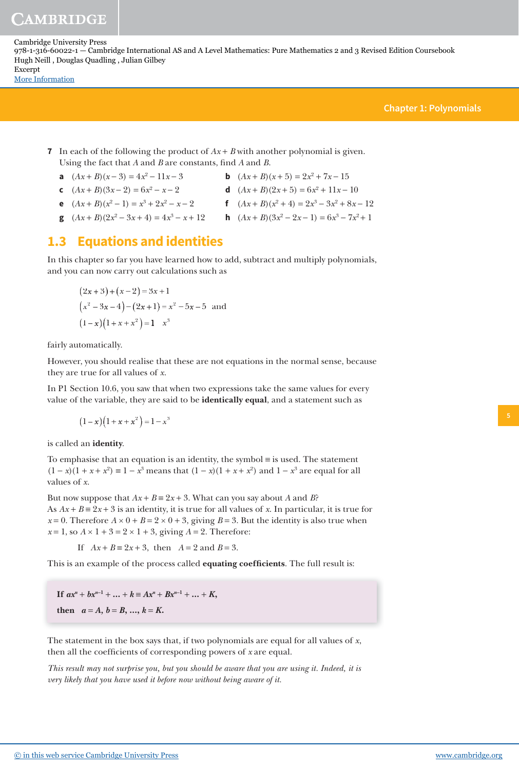**7** In each of the following the product of $Ax + B$ with another polynomial is given. Using the fact that $A$ and $B$ are constants, find $A$ and $B$.

**a** $(Ax + B)(x - 3) = 4x^2 - 11x - 3$

**b** $(Ax + B)(x + 5) = 2x^2 + 7x - 15$

**c** $(Ax + B)(3x - 2) = 6x^2 - x - 2$

**d** $(Ax + B)(2x + 5) = 6x^2 + 11x - 10$

**e** $(Ax + B)(x^2 - 1) = x^3 + 2x^2 - x - 2$

**f** $(Ax + B)(x^2 + 4) = 2x^3 - 3x^2 + 8x - 12$

**g** $(Ax + B)(2x^2 - 3x + 4) = 4x^3 - x + 12$

**h** $(Ax + B)(3x^2 - 2x - 1) = 6x^3 - 7x^2 + 1$

## 1.3 Equations and identities

In this chapter so far you have learned how to add, subtract and multiply polynomials, and you can now carry out calculations such as

$$(2x+3)+(x-2)=3x+1$$

$$(x^2-3x-4)-(2x+1)=x^2-5x-5 \quad \text{and}$$

$$(1-x)(1+x+x^2)=1 \quad x^3$$

fairly automatically.

However, you should realise that these are not equations in the normal sense, because they are true for all values of $x$.

In P1 Section 10.6, you saw that when two expressions take the same values for every value of the variable, they are said to be **identically equal**, and a statement such as

$$(1-x)(1+x+x^2)=1-x^3$$

is called an **identity**.

To emphasise that an equation is an identity, the symbol ≡ is used. The statement $(1 - x)(1 + x + x^2) \equiv 1 - x^3$ means that $(1 - x)(1 + x + x^2)$ and $1 - x^3$ are equal for all values of $x$.

But now suppose that $Ax + B \equiv 2x + 3$. What can you say about $A$ and $B$?
As $Ax + B \equiv 2x + 3$ is an identity, it is true for all values of $x$. In particular, it is true for $x = 0$. Therefore $A \times 0 + B = 2 \times 0 + 3$, giving $B = 3$. But the identity is also true when $x = 1$, so $A \times 1 + 3 = 2 \times 1 + 3$, giving $A = 2$. Therefore:

If $\quad Ax + B \equiv 2x + 3$, then $\quad A = 2$ and $B = 3$.

This is an example of the process called **equating coefficients**. The full result is:

> **If $ax^n + bx^{n-1} + \ldots + k \equiv Ax^n + Bx^{n-1} + \ldots + K$,**
>
> **then $\quad a = A, b = B, \ldots, k = K$.**

The statement in the box says that, if two polynomials are equal for all values of $x$, then all the coefficients of corresponding powers of $x$ are equal.

*This result may not surprise you, but you should be aware that you are using it. Indeed, it is very likely that you have used it before now without being aware of it.*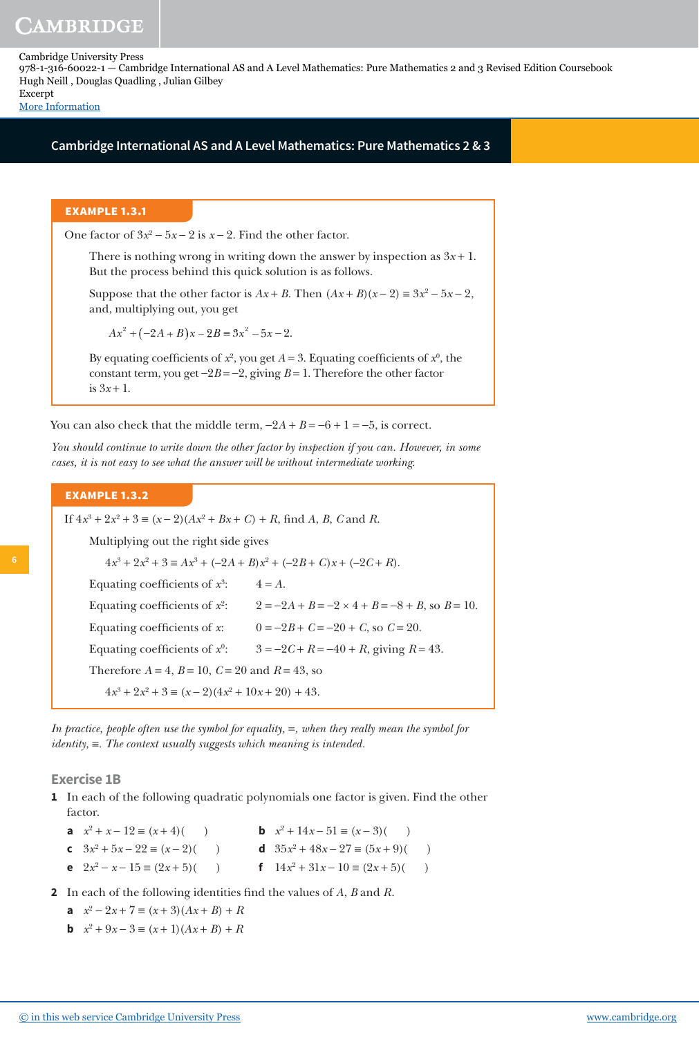#### EXAMPLE 1.3.1

One factor of $3x^2 - 5x - 2$ is $x - 2$. Find the other factor.

There is nothing wrong in writing down the answer by inspection as $3x + 1$. But the process behind this quick solution is as follows.

Suppose that the other factor is $Ax + B$. Then $(Ax + B)(x - 2) \equiv 3x^2 - 5x - 2$, and, multiplying out, you get

$$Ax^2 + (-2A + B)x - 2B \equiv 3x^2 - 5x - 2.$$

By equating coefficients of $x^2$, you get $A = 3$. Equating coefficients of $x^0$, the constant term, you get $-2B = -2$, giving $B = 1$. Therefore the other factor is $3x + 1$.

You can also check that the middle term, $-2A + B = -6 + 1 = -5$, is correct.

*You should continue to write down the other factor by inspection if you can. However, in some cases, it is not easy to see what the answer will be without intermediate working.*

#### EXAMPLE 1.3.2

If $4x^3 + 2x^2 + 3 \equiv (x - 2)(Ax^2 + Bx + C) + R$, find $A$, $B$, $C$ and $R$.

Multiplying out the right side gives

$$4x^3 + 2x^2 + 3 \equiv Ax^3 + (-2A + B)x^2 + (-2B + C)x + (-2C + R).$$

Equating coefficients of $x^3$: $\quad 4 = A$.

Equating coefficients of $x^2$: $\quad 2 = -2A + B = -2 \times 4 + B = -8 + B$, so $B = 10$.

Equating coefficients of $x$: $\quad 0 = -2B + C = -20 + C$, so $C = 20$.

Equating coefficients of $x^0$: $\quad 3 = -2C + R = -40 + R$, giving $R = 43$.

Therefore $A = 4$, $B = 10$, $C = 20$ and $R = 43$, so

$$4x^3 + 2x^2 + 3 \equiv (x - 2)(4x^2 + 10x + 20) + 43.$$

*In practice, people often use the symbol for equality, =, when they really mean the symbol for identity, ≡. The context usually suggests which meaning is intended.*

### Exercise 1B

**1** In each of the following quadratic polynomials one factor is given. Find the other factor.

**a** $x^2 + x - 12 \equiv (x + 4)(\quad)$

**b** $x^2 + 14x - 51 \equiv (x - 3)(\quad)$

**c** $3x^2 + 5x - 22 \equiv (x - 2)(\quad)$

**d** $35x^2 + 48x - 27 \equiv (5x + 9)(\quad)$

**e** $2x^2 - x - 15 \equiv (2x + 5)(\quad)$

**f** $14x^2 + 31x - 10 \equiv (2x + 5)(\quad)$

**2** In each of the following identities find the values of $A$, $B$ and $R$.

**a** $x^2 - 2x + 7 \equiv (x + 3)(Ax + B) + R$

**b** $x^2 + 9x - 3 \equiv (x + 1)(Ax + B) + R$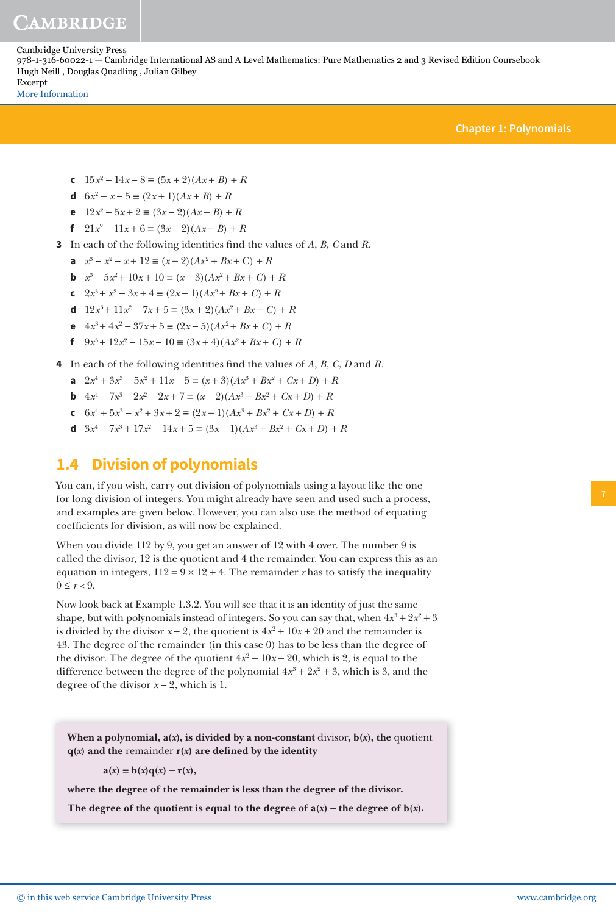**c** $15x^2 - 14x - 8 \equiv (5x+2)(Ax+B) + R$

**d** $6x^2 + x - 5 \equiv (2x+1)(Ax+B) + R$

**e** $12x^2 - 5x + 2 \equiv (3x-2)(Ax+B) + R$

**f** $21x^2 - 11x + 6 \equiv (3x-2)(Ax+B) + R$

**3** In each of the following identities find the values of $A$, $B$, $C$ and $R$.

**a** $x^3 - x^2 - x + 12 \equiv (x+2)(Ax^2 + Bx + C) + R$

**b** $x^3 - 5x^2 + 10x + 10 \equiv (x-3)(Ax^2 + Bx + C) + R$

**c** $2x^3 + x^2 - 3x + 4 \equiv (2x-1)(Ax^2 + Bx + C) + R$

**d** $12x^3 + 11x^2 - 7x + 5 \equiv (3x+2)(Ax^2 + Bx + C) + R$

**e** $4x^3 + 4x^2 - 37x + 5 \equiv (2x-5)(Ax^2 + Bx + C) + R$

**f** $9x^3 + 12x^2 - 15x - 10 \equiv (3x+4)(Ax^2 + Bx + C) + R$

**4** In each of the following identities find the values of $A$, $B$, $C$, $D$ and $R$.

**a** $2x^4 + 3x^3 - 5x^2 + 11x - 5 \equiv (x+3)(Ax^3 + Bx^2 + Cx + D) + R$

**b** $4x^4 - 7x^3 - 2x^2 - 2x + 7 \equiv (x-2)(Ax^3 + Bx^2 + Cx + D) + R$

**c** $6x^4 + 5x^3 - x^2 + 3x + 2 \equiv (2x+1)(Ax^3 + Bx^2 + Cx + D) + R$

**d** $3x^4 - 7x^3 + 17x^2 - 14x + 5 \equiv (3x-1)(Ax^3 + Bx^2 + Cx + D) + R$

## 1.4 Division of polynomials

You can, if you wish, carry out division of polynomials using a layout like the one for long division of integers. You might already have seen and used such a process, and examples are given below. However, you can also use the method of equating coefficients for division, as will now be explained.

When you divide 112 by 9, you get an answer of 12 with 4 over. The number 9 is called the divisor, 12 is the quotient and 4 the remainder. You can express this as an equation in integers, $112 = 9 \times 12 + 4$. The remainder $r$ has to satisfy the inequality $0 \leq r < 9$.

Now look back at Example 1.3.2. You will see that it is an identity of just the same shape, but with polynomials instead of integers. So you can say that, when $4x^3 + 2x^2 + 3$ is divided by the divisor $x - 2$, the quotient is $4x^2 + 10x + 20$ and the remainder is 43. The degree of the remainder (in this case 0) has to be less than the degree of the divisor. The degree of the quotient $4x^2 + 10x + 20$, which is 2, is equal to the difference between the degree of the polynomial $4x^3 + 2x^2 + 3$, which is 3, and the degree of the divisor $x - 2$, which is 1.

**When a polynomial, $\mathrm{a}(x)$, is divided by a non-constant divisor, $\mathrm{b}(x)$, the quotient $\mathrm{q}(x)$ and the remainder $\mathrm{r}(x)$ are defined by the identity**

$$\mathrm{a}(x) \equiv \mathrm{b}(x)\mathrm{q}(x) + \mathrm{r}(x),$$

**where the degree of the remainder is less than the degree of the divisor.**

**The degree of the quotient is equal to the degree of $\mathrm{a}(x)$ – the degree of $\mathrm{b}(x)$.**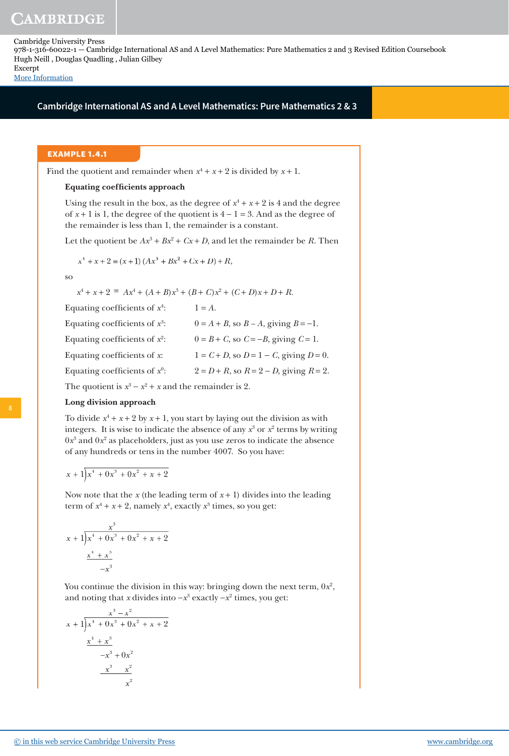### EXAMPLE 1.4.1

Find the quotient and remainder when $x^4 + x + 2$ is divided by $x + 1$.

**Equating coefficients approach**

Using the result in the box, as the degree of $x^4 + x + 2$ is 4 and the degree of $x + 1$ is 1, the degree of the quotient is $4 - 1 = 3$. And as the degree of the remainder is less than 1, the remainder is a constant.

Let the quotient be $Ax^3 + Bx^2 + Cx + D$, and let the remainder be $R$. Then

$$x^4 + x + 2 \equiv (x + 1)(Ax^3 + Bx^2 + Cx + D) + R,$$

so

$$x^4 + x + 2 \equiv Ax^4 + (A + B)x^3 + (B + C)x^2 + (C + D)x + D + R.$$

Equating coefficients of $x^4$: $\quad 1 = A$.

Equating coefficients of $x^3$: $\quad 0 = A + B$, so $B - A$, giving $B = -1$.

Equating coefficients of $x^2$: $\quad 0 = B + C$, so $C = -B$, giving $C = 1$.

Equating coefficients of $x$: $\quad 1 = C + D$, so $D = 1 - C$, giving $D = 0$.

Equating coefficients of $x^0$: $\quad 2 = D + R$, so $R = 2 - D$, giving $R = 2$.

The quotient is $x^3 - x^2 + x$ and the remainder is 2.

**Long division approach**

To divide $x^4 + x + 2$ by $x + 1$, you start by laying out the division as with integers. It is wise to indicate the absence of any $x^3$ or $x^2$ terms by writing $0x^3$ and $0x^2$ as placeholders, just as you use zeros to indicate the absence of any hundreds or tens in the number 4007. So you have:

$$x + 1\overline{)x^4 + 0x^3 + 0x^2 + x + 2}$$

Now note that the $x$ (the leading term of $x + 1$) divides into the leading term of $x^4 + x + 2$, namely $x^4$, exactly $x^3$ times, so you get:

$$\begin{array}{r} x^3 \qquad\qquad\qquad\quad \\ x + 1\overline{)x^4 + 0x^3 + 0x^2 + x + 2} \\ \underline{x^4 + x^3} \qquad\qquad\quad\;\; \\ -x^3 \qquad\qquad\quad\;\; \end{array}$$

You continue the division in this way: bringing down the next term, $0x^2$, and noting that $x$ divides into $-x^3$ exactly $-x^2$ times, you get:

$$\begin{array}{r} x^3 - x^2 \qquad\qquad\quad \\ x + 1\overline{)x^4 + 0x^3 + 0x^2 + x + 2} \\ \underline{x^4 + x^3} \qquad\qquad\quad\;\; \\ -x^3 + 0x^2 \qquad\quad\;\; \\ \underline{x^3 \quad\; x^2} \qquad\quad\;\; \\ x^2 \qquad\quad\;\; \end{array}$$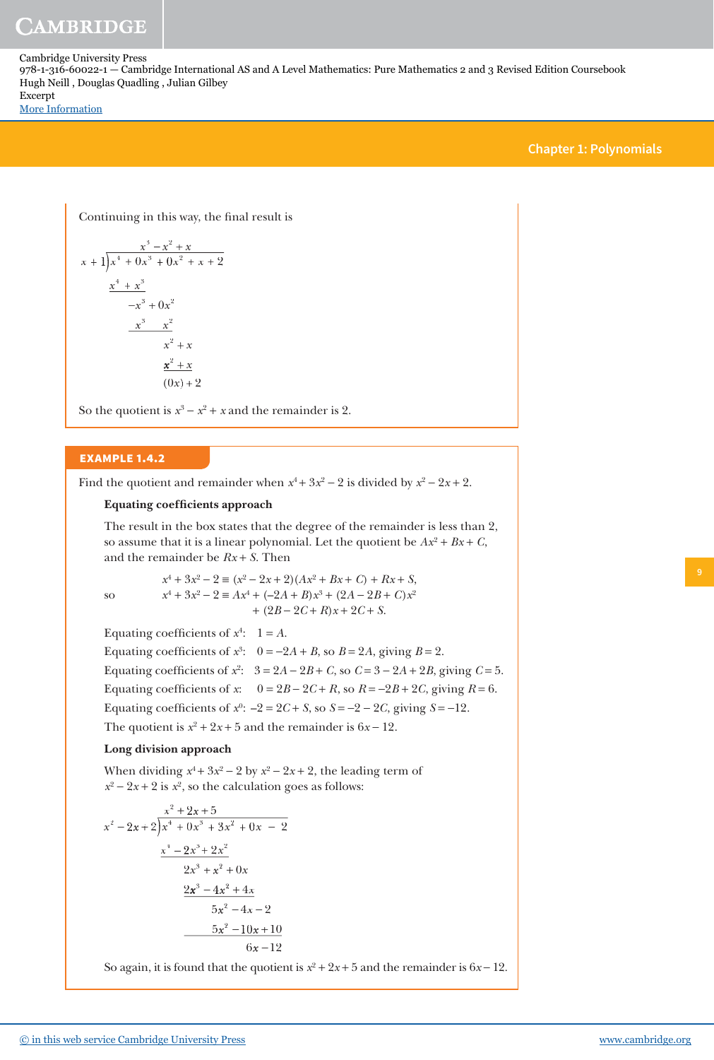Continuing in this way, the final result is

$$
\begin{array}{r}
x^3 - x^2 + x \phantom{+2} \\
x+1 \overline{\big)\, x^4 + 0x^3 + 0x^2 + x + 2} \\
\underline{x^4 + x^3} \phantom{+ 0x^2 + x + 2} \\
-x^3 + 0x^2 \phantom{+ x + 2} \\
\underline{x^3 \quad x^2} \phantom{+ x + 2} \\
x^2 + x \phantom{+ 2} \\
\underline{x^2 + x} \phantom{+ 2} \\
(0x) + 2
\end{array}
$$

So the quotient is $x^3 - x^2 + x$ and the remainder is 2.

## EXAMPLE 1.4.2

Find the quotient and remainder when $x^4 + 3x^2 - 2$ is divided by $x^2 - 2x + 2$.

**Equating coefficients approach**

The result in the box states that the degree of the remainder is less than 2, so assume that it is a linear polynomial. Let the quotient be $Ax^2 + Bx + C$, and the remainder be $Rx + S$. Then

$$x^4 + 3x^2 - 2 \equiv (x^2 - 2x + 2)(Ax^2 + Bx + C) + Rx + S,$$

so

$$x^4 + 3x^2 - 2 \equiv Ax^4 + (-2A + B)x^3 + (2A - 2B + C)x^2 + (2B - 2C + R)x + 2C + S.$$

Equating coefficients of $x^4$: $1 = A$.

Equating coefficients of $x^3$: $0 = -2A + B$, so $B = 2A$, giving $B = 2$.

Equating coefficients of $x^2$: $3 = 2A - 2B + C$, so $C = 3 - 2A + 2B$, giving $C = 5$.

Equating coefficients of $x$: $0 = 2B - 2C + R$, so $R = -2B + 2C$, giving $R = 6$.

Equating coefficients of $x^0$: $-2 = 2C + S$, so $S = -2 - 2C$, giving $S = -12$.

The quotient is $x^2 + 2x + 5$ and the remainder is $6x - 12$.

**Long division approach**

When dividing $x^4 + 3x^2 - 2$ by $x^2 - 2x + 2$, the leading term of $x^2 - 2x + 2$ is $x^2$, so the calculation goes as follows:

$$
\begin{array}{r}
x^2 + 2x + 5 \phantom{+ 0x - 2} \\
x^2 - 2x + 2 \overline{\big)\, x^4 + 0x^3 + 3x^2 + 0x - 2} \\
\underline{x^4 - 2x^3 + 2x^2} \phantom{+ 0x - 2} \\
2x^3 + x^2 + 0x \phantom{- 2} \\
\underline{2x^3 - 4x^2 + 4x} \phantom{- 2} \\
5x^2 - 4x - 2 \\
\underline{5x^2 - 10x + 10} \\
6x - 12
\end{array}
$$

So again, it is found that the quotient is $x^2 + 2x + 5$ and the remainder is $6x - 12$.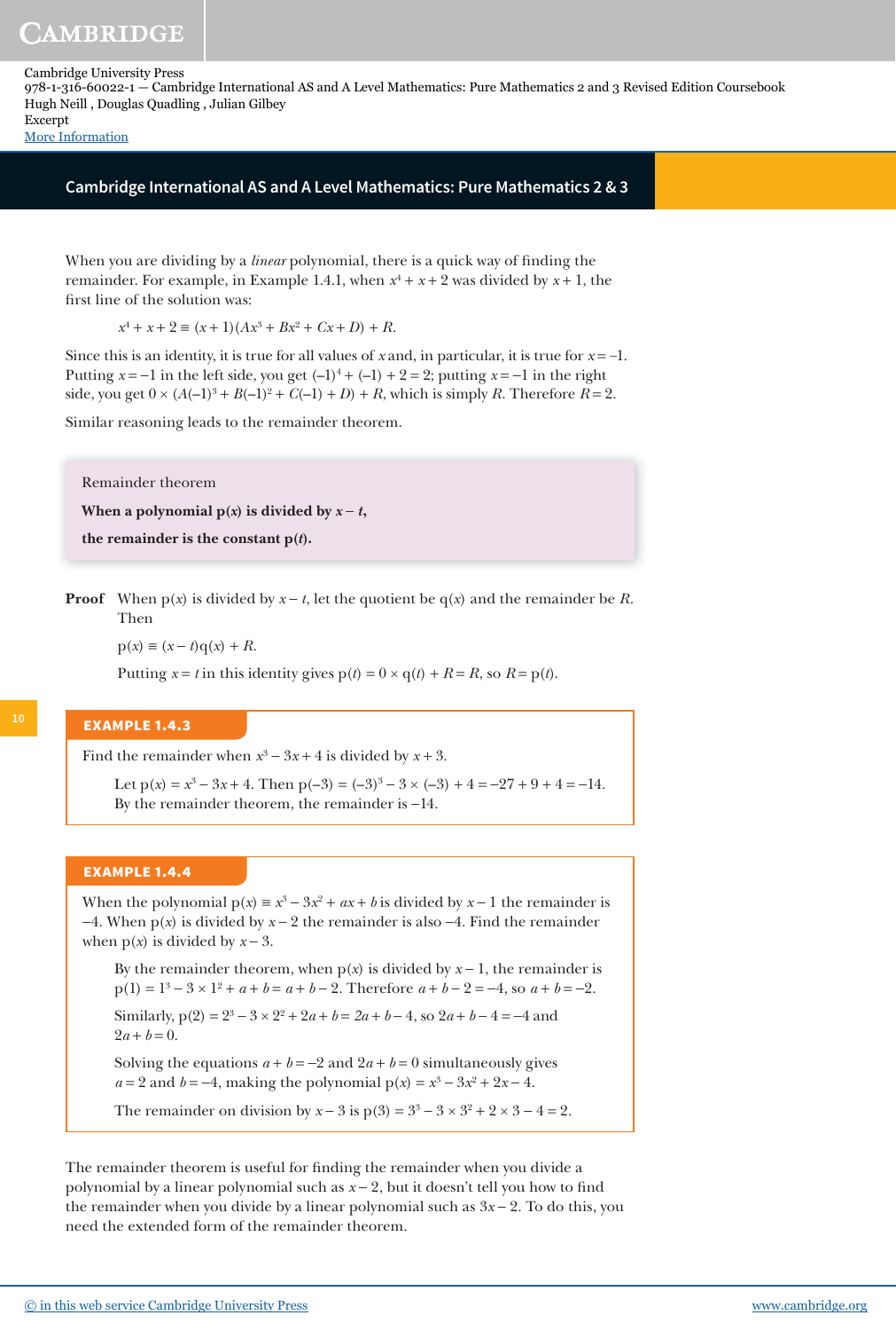When you are dividing by a *linear* polynomial, there is a quick way of finding the remainder. For example, in Example 1.4.1, when $x^4 + x + 2$ was divided by $x + 1$, the first line of the solution was:

$$x^4 + x + 2 \equiv (x + 1)(Ax^3 + Bx^2 + Cx + D) + R.$$

Since this is an identity, it is true for all values of $x$ and, in particular, it is true for $x = -1$. Putting $x = -1$ in the left side, you get $(-1)^4 + (-1) + 2 = 2$; putting $x = -1$ in the right side, you get $0 \times (A(-1)^3 + B(-1)^2 + C(-1) + D) + R$, which is simply $R$. Therefore $R = 2$.

Similar reasoning leads to the remainder theorem.

> Remainder theorem
>
> **When a polynomial p($x$) is divided by $x - t$,**
>
> **the remainder is the constant p($t$).**

**Proof** When $\mathrm{p}(x)$ is divided by $x - t$, let the quotient be $\mathrm{q}(x)$ and the remainder be $R$. Then

$$\mathrm{p}(x) \equiv (x - t)\mathrm{q}(x) + R.$$

Putting $x = t$ in this identity gives $\mathrm{p}(t) = 0 \times \mathrm{q}(t) + R = R$, so $R = \mathrm{p}(t)$.

**EXAMPLE 1.4.3**

Find the remainder when $x^3 - 3x + 4$ is divided by $x + 3$.

Let $\mathrm{p}(x) = x^3 - 3x + 4$. Then $\mathrm{p}(-3) = (-3)^3 - 3 \times (-3) + 4 = -27 + 9 + 4 = -14$. By the remainder theorem, the remainder is $-14$.

**EXAMPLE 1.4.4**

When the polynomial $\mathrm{p}(x) \equiv x^3 - 3x^2 + ax + b$ is divided by $x - 1$ the remainder is $-4$. When $\mathrm{p}(x)$ is divided by $x - 2$ the remainder is also $-4$. Find the remainder when $\mathrm{p}(x)$ is divided by $x - 3$.

By the remainder theorem, when $\mathrm{p}(x)$ is divided by $x - 1$, the remainder is $\mathrm{p}(1) = 1^3 - 3 \times 1^2 + a + b = a + b - 2$. Therefore $a + b - 2 = -4$, so $a + b = -2$.

Similarly, $\mathrm{p}(2) = 2^3 - 3 \times 2^2 + 2a + b = 2a + b - 4$, so $2a + b - 4 = -4$ and $2a + b = 0$.

Solving the equations $a + b = -2$ and $2a + b = 0$ simultaneously gives $a = 2$ and $b = -4$, making the polynomial $\mathrm{p}(x) = x^3 - 3x^2 + 2x - 4$.

The remainder on division by $x - 3$ is $\mathrm{p}(3) = 3^3 - 3 \times 3^2 + 2 \times 3 - 4 = 2$.

The remainder theorem is useful for finding the remainder when you divide a polynomial by a linear polynomial such as $x - 2$, but it doesn't tell you how to find the remainder when you divide by a linear polynomial such as $3x - 2$. To do this, you need the extended form of the remainder theorem.